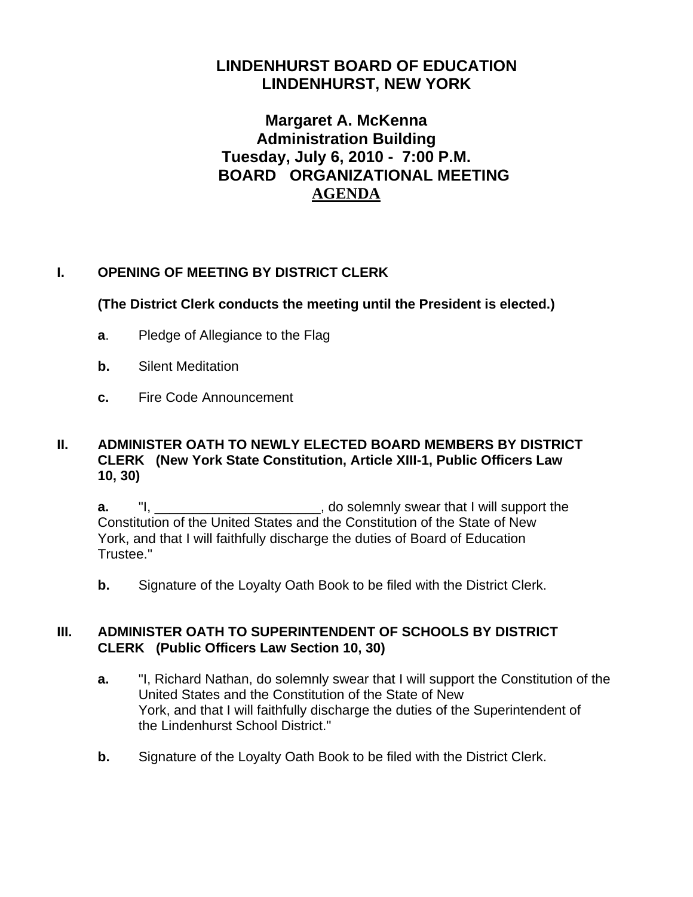# LINDENHURST BOARD OF EDUCATION
# LINDENHURST, NEW YORK

## Margaret A. McKenna
## Administration Building
## Tuesday, July 6, 2010 - 7:00 P.M.
## BOARD ORGANIZATIONAL MEETING
## AGENDA

**I. OPENING OF MEETING BY DISTRICT CLERK**

**(The District Clerk conducts the meeting until the President is elected.)**

**a**. Pledge of Allegiance to the Flag

**b.** Silent Meditation

**c.** Fire Code Announcement

**II. ADMINISTER OATH TO NEWLY ELECTED BOARD MEMBERS BY DISTRICT CLERK (New York State Constitution, Article XIII-1, Public Officers Law 10, 30)**

**a.** "I, ______________________, do solemnly swear that I will support the Constitution of the United States and the Constitution of the State of New York, and that I will faithfully discharge the duties of Board of Education Trustee."

**b.** Signature of the Loyalty Oath Book to be filed with the District Clerk.

**III. ADMINISTER OATH TO SUPERINTENDENT OF SCHOOLS BY DISTRICT CLERK (Public Officers Law Section 10, 30)**

**a.** "I, Richard Nathan, do solemnly swear that I will support the Constitution of the United States and the Constitution of the State of New York, and that I will faithfully discharge the duties of the Superintendent of the Lindenhurst School District."

**b.** Signature of the Loyalty Oath Book to be filed with the District Clerk.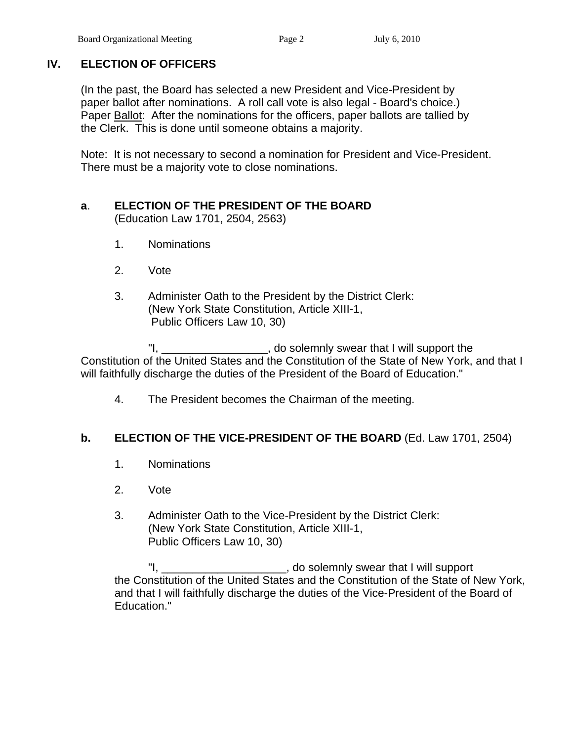## IV. ELECTION OF OFFICERS

(In the past, the Board has selected a new President and Vice-President by paper ballot after nominations. A roll call vote is also legal - Board's choice.) Paper Ballot: After the nominations for the officers, paper ballots are tallied by the Clerk. This is done until someone obtains a majority.

Note: It is not necessary to second a nomination for President and Vice-President. There must be a majority vote to close nominations.

### a. ELECTION OF THE PRESIDENT OF THE BOARD

(Education Law 1701, 2504, 2563)

1. Nominations
2. Vote
3. Administer Oath to the President by the District Clerk:
   (New York State Constitution, Article XIII-1,
   Public Officers Law 10, 30)

"I, _________________, do solemnly swear that I will support the Constitution of the United States and the Constitution of the State of New York, and that I will faithfully discharge the duties of the President of the Board of Education."

4. The President becomes the Chairman of the meeting.

### b. ELECTION OF THE VICE-PRESIDENT OF THE BOARD (Ed. Law 1701, 2504)

1. Nominations
2. Vote
3. Administer Oath to the Vice-President by the District Clerk:
   (New York State Constitution, Article XIII-1,
   Public Officers Law 10, 30)

"I, ____________________, do solemnly swear that I will support the Constitution of the United States and the Constitution of the State of New York, and that I will faithfully discharge the duties of the Vice-President of the Board of Education."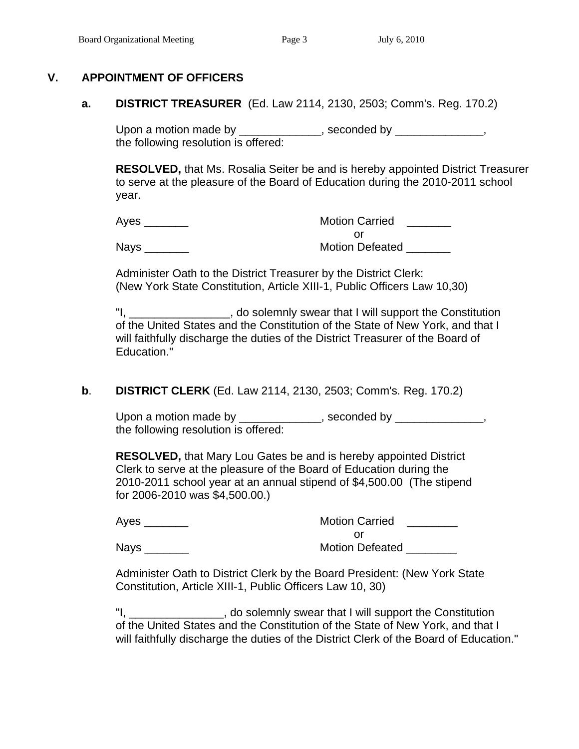## V. APPOINTMENT OF OFFICERS

### a. DISTRICT TREASURER (Ed. Law 2114, 2130, 2503; Comm's. Reg. 170.2)

Upon a motion made by _____________, seconded by ______________, the following resolution is offered:

**RESOLVED,** that Ms. Rosalia Seiter be and is hereby appointed District Treasurer to serve at the pleasure of the Board of Education during the 2010-2011 school year.

Ayes _______ Motion Carried _______

or

Nays _______ Motion Defeated _______

Administer Oath to the District Treasurer by the District Clerk: (New York State Constitution, Article XIII-1, Public Officers Law 10,30)

"I, ________________, do solemnly swear that I will support the Constitution of the United States and the Constitution of the State of New York, and that I will faithfully discharge the duties of the District Treasurer of the Board of Education."

### b. DISTRICT CLERK (Ed. Law 2114, 2130, 2503; Comm's. Reg. 170.2)

Upon a motion made by _____________, seconded by ______________, the following resolution is offered:

**RESOLVED,** that Mary Lou Gates be and is hereby appointed District Clerk to serve at the pleasure of the Board of Education during the 2010-2011 school year at an annual stipend of $4,500.00 (The stipend for 2006-2010 was $4,500.00.)

Ayes _______ Motion Carried ________

or

Nays _______ Motion Defeated ________

Administer Oath to District Clerk by the Board President: (New York State Constitution, Article XIII-1, Public Officers Law 10, 30)

"I, _______________, do solemnly swear that I will support the Constitution of the United States and the Constitution of the State of New York, and that I will faithfully discharge the duties of the District Clerk of the Board of Education."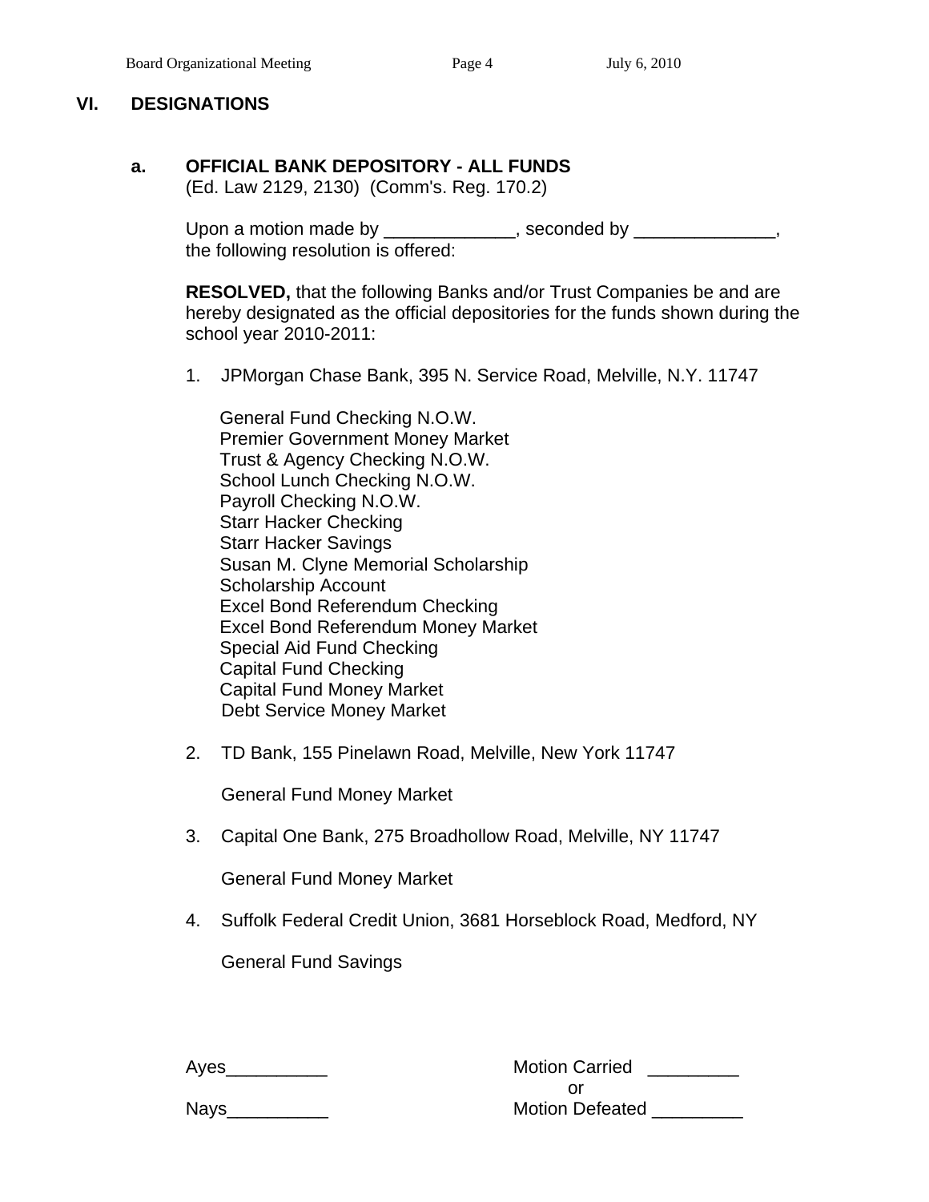## VI. DESIGNATIONS

### a. OFFICIAL BANK DEPOSITORY - ALL FUNDS

(Ed. Law 2129, 2130) (Comm's. Reg. 170.2)

Upon a motion made by _____________, seconded by ______________, the following resolution is offered:

**RESOLVED,** that the following Banks and/or Trust Companies be and are hereby designated as the official depositories for the funds shown during the school year 2010-2011:

1. JPMorgan Chase Bank, 395 N. Service Road, Melville, N.Y. 11747

   General Fund Checking N.O.W.
   Premier Government Money Market
   Trust & Agency Checking N.O.W.
   School Lunch Checking N.O.W.
   Payroll Checking N.O.W.
   Starr Hacker Checking
   Starr Hacker Savings
   Susan M. Clyne Memorial Scholarship
   Scholarship Account
   Excel Bond Referendum Checking
   Excel Bond Referendum Money Market
   Special Aid Fund Checking
   Capital Fund Checking
   Capital Fund Money Market
   Debt Service Money Market

2. TD Bank, 155 Pinelawn Road, Melville, New York 11747

   General Fund Money Market

3. Capital One Bank, 275 Broadhollow Road, Melville, NY 11747

   General Fund Money Market

4. Suffolk Federal Credit Union, 3681 Horseblock Road, Medford, NY

   General Fund Savings

Ayes__________ Motion Carried _________
or
Nays__________ Motion Defeated _________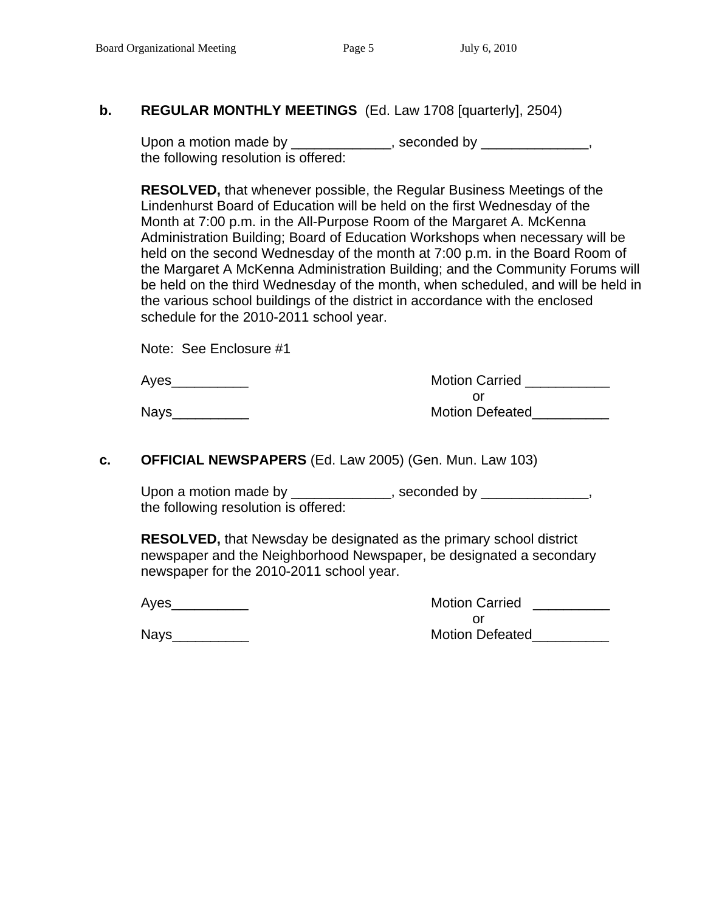**b. REGULAR MONTHLY MEETINGS** (Ed. Law 1708 [quarterly], 2504)

Upon a motion made by _____________, seconded by ______________, the following resolution is offered:

**RESOLVED,** that whenever possible, the Regular Business Meetings of the Lindenhurst Board of Education will be held on the first Wednesday of the Month at 7:00 p.m. in the All-Purpose Room of the Margaret A. McKenna Administration Building; Board of Education Workshops when necessary will be held on the second Wednesday of the month at 7:00 p.m. in the Board Room of the Margaret A McKenna Administration Building; and the Community Forums will be held on the third Wednesday of the month, when scheduled, and will be held in the various school buildings of the district in accordance with the enclosed schedule for the 2010-2011 school year.

Note: See Enclosure #1

Ayes__________ Motion Carried ___________
or
Nays__________ Motion Defeated__________

**c. OFFICIAL NEWSPAPERS** (Ed. Law 2005) (Gen. Mun. Law 103)

Upon a motion made by _____________, seconded by ______________, the following resolution is offered:

**RESOLVED,** that Newsday be designated as the primary school district newspaper and the Neighborhood Newspaper, be designated a secondary newspaper for the 2010-2011 school year.

Ayes__________ Motion Carried __________
or
Nays__________ Motion Defeated__________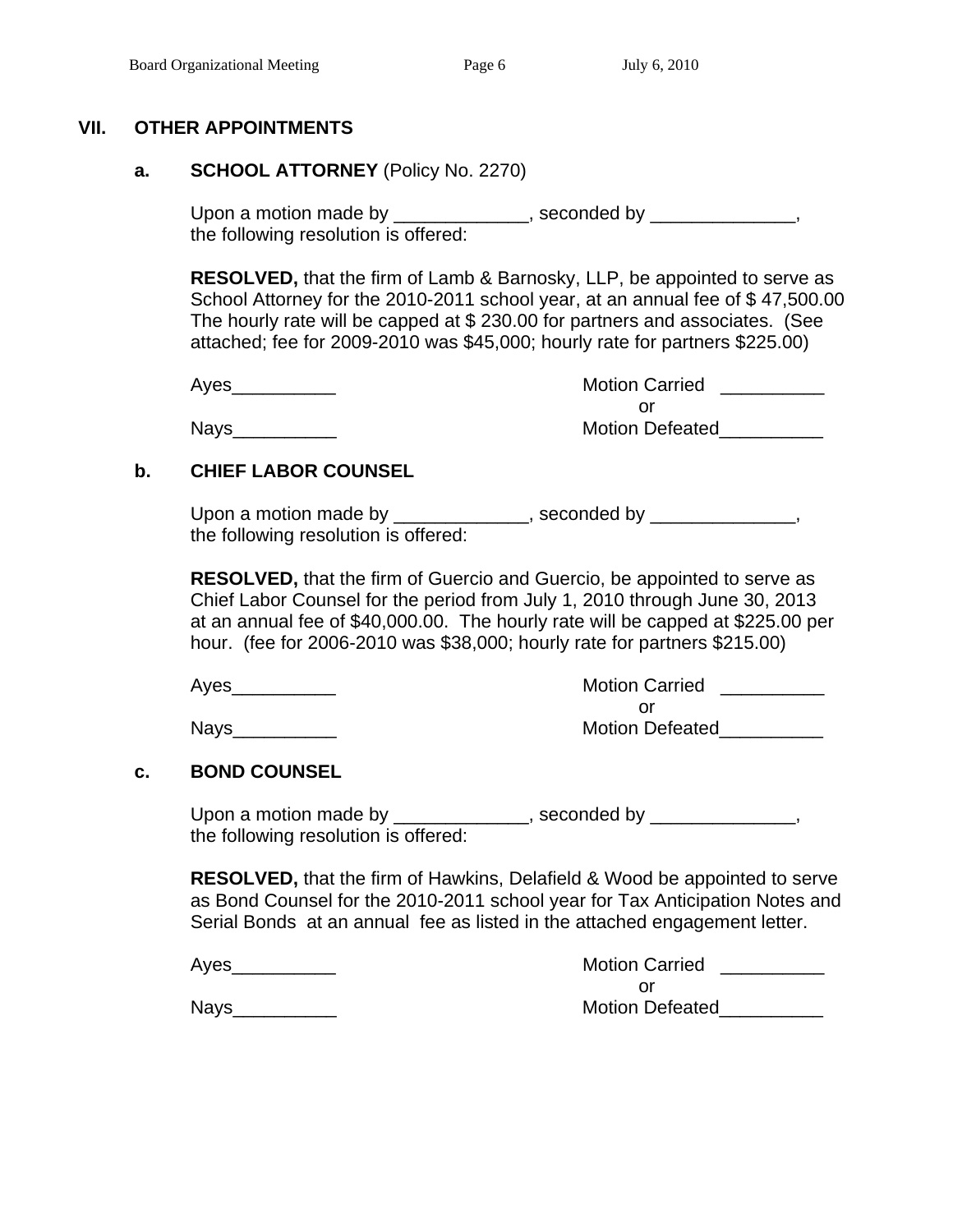## VII. OTHER APPOINTMENTS

### a. SCHOOL ATTORNEY (Policy No. 2270)

Upon a motion made by _____________, seconded by ______________, the following resolution is offered:

**RESOLVED,** that the firm of Lamb & Barnosky, LLP, be appointed to serve as School Attorney for the 2010-2011 school year, at an annual fee of $ 47,500.00 The hourly rate will be capped at $ 230.00 for partners and associates. (See attached; fee for 2009-2010 was $45,000; hourly rate for partners $225.00)

Ayes__________ Motion Carried __________
or
Nays__________ Motion Defeated__________

### b. CHIEF LABOR COUNSEL

Upon a motion made by _____________, seconded by ______________, the following resolution is offered:

**RESOLVED,** that the firm of Guercio and Guercio, be appointed to serve as Chief Labor Counsel for the period from July 1, 2010 through June 30, 2013 at an annual fee of $40,000.00. The hourly rate will be capped at $225.00 per hour. (fee for 2006-2010 was $38,000; hourly rate for partners $215.00)

Ayes__________ Motion Carried __________
or
Nays__________ Motion Defeated__________

### c. BOND COUNSEL

Upon a motion made by _____________, seconded by ______________, the following resolution is offered:

**RESOLVED,** that the firm of Hawkins, Delafield & Wood be appointed to serve as Bond Counsel for the 2010-2011 school year for Tax Anticipation Notes and Serial Bonds at an annual fee as listed in the attached engagement letter.

Ayes__________ Motion Carried __________
or
Nays__________ Motion Defeated__________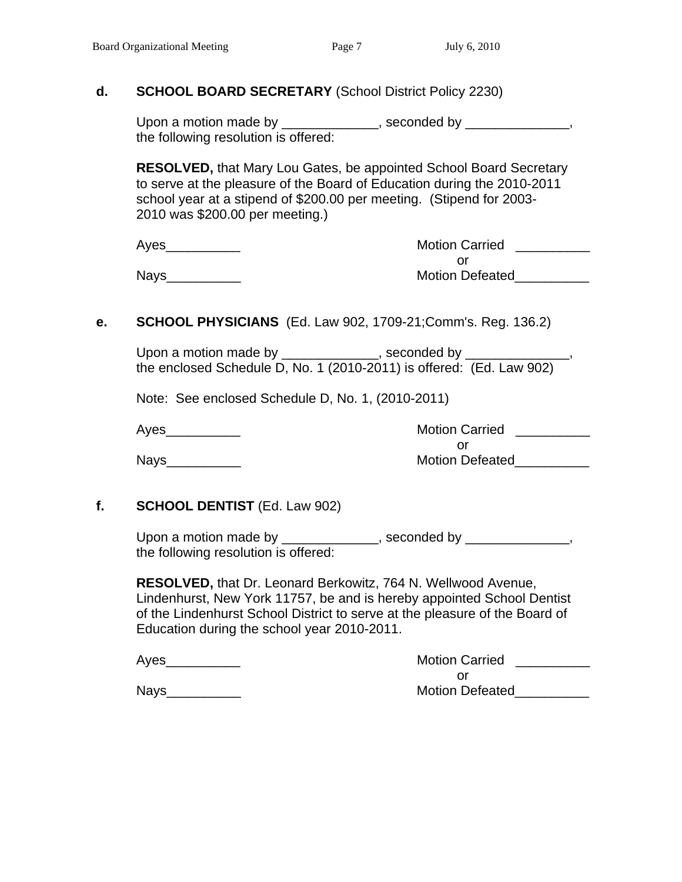**d. SCHOOL BOARD SECRETARY** (School District Policy 2230)

Upon a motion made by _____________, seconded by ______________, the following resolution is offered:

**RESOLVED,** that Mary Lou Gates, be appointed School Board Secretary to serve at the pleasure of the Board of Education during the 2010-2011 school year at a stipend of $200.00 per meeting. (Stipend for 2003-2010 was $200.00 per meeting.)

Ayes__________ Motion Carried __________
or
Nays__________ Motion Defeated__________

**e. SCHOOL PHYSICIANS** (Ed. Law 902, 1709-21;Comm's. Reg. 136.2)

Upon a motion made by _____________, seconded by ______________, the enclosed Schedule D, No. 1 (2010-2011) is offered: (Ed. Law 902)

Note: See enclosed Schedule D, No. 1, (2010-2011)

Ayes__________ Motion Carried __________
or
Nays__________ Motion Defeated__________

**f. SCHOOL DENTIST** (Ed. Law 902)

Upon a motion made by _____________, seconded by ______________, the following resolution is offered:

**RESOLVED,** that Dr. Leonard Berkowitz, 764 N. Wellwood Avenue, Lindenhurst, New York 11757, be and is hereby appointed School Dentist of the Lindenhurst School District to serve at the pleasure of the Board of Education during the school year 2010-2011.

Ayes__________ Motion Carried __________
or
Nays__________ Motion Defeated__________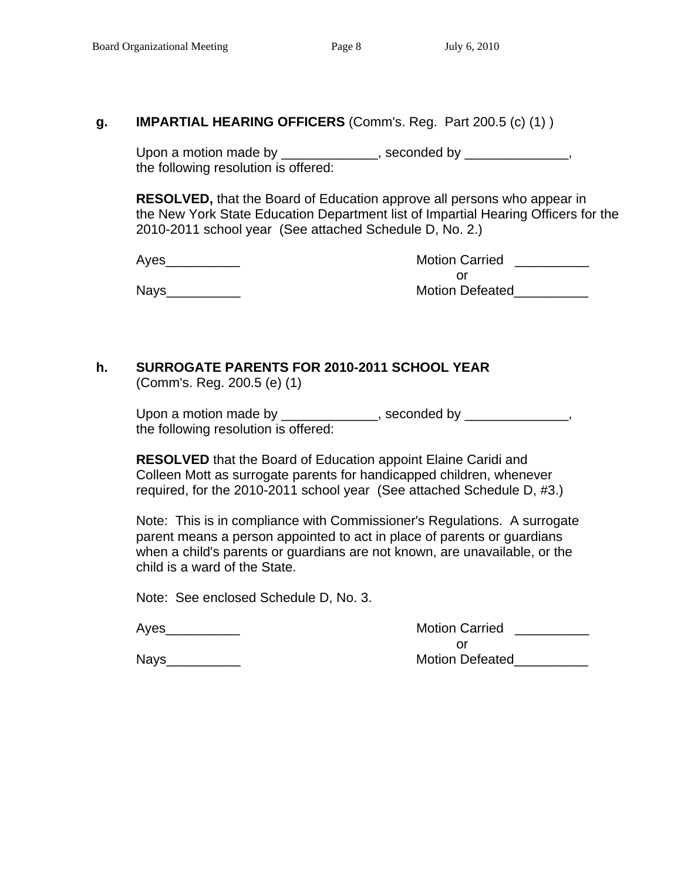**g. IMPARTIAL HEARING OFFICERS** (Comm's. Reg. Part 200.5 (c) (1) )

Upon a motion made by _____________, seconded by ______________, the following resolution is offered:

**RESOLVED,** that the Board of Education approve all persons who appear in the New York State Education Department list of Impartial Hearing Officers for the 2010-2011 school year (See attached Schedule D, No. 2.)

Ayes__________ Motion Carried __________
or
Nays__________ Motion Defeated__________

**h. SURROGATE PARENTS FOR 2010-2011 SCHOOL YEAR**
(Comm's. Reg. 200.5 (e) (1)

Upon a motion made by _____________, seconded by ______________, the following resolution is offered:

**RESOLVED** that the Board of Education appoint Elaine Caridi and Colleen Mott as surrogate parents for handicapped children, whenever required, for the 2010-2011 school year (See attached Schedule D, #3.)

Note: This is in compliance with Commissioner's Regulations. A surrogate parent means a person appointed to act in place of parents or guardians when a child's parents or guardians are not known, are unavailable, or the child is a ward of the State.

Note: See enclosed Schedule D, No. 3.

Ayes__________ Motion Carried __________
or
Nays__________ Motion Defeated__________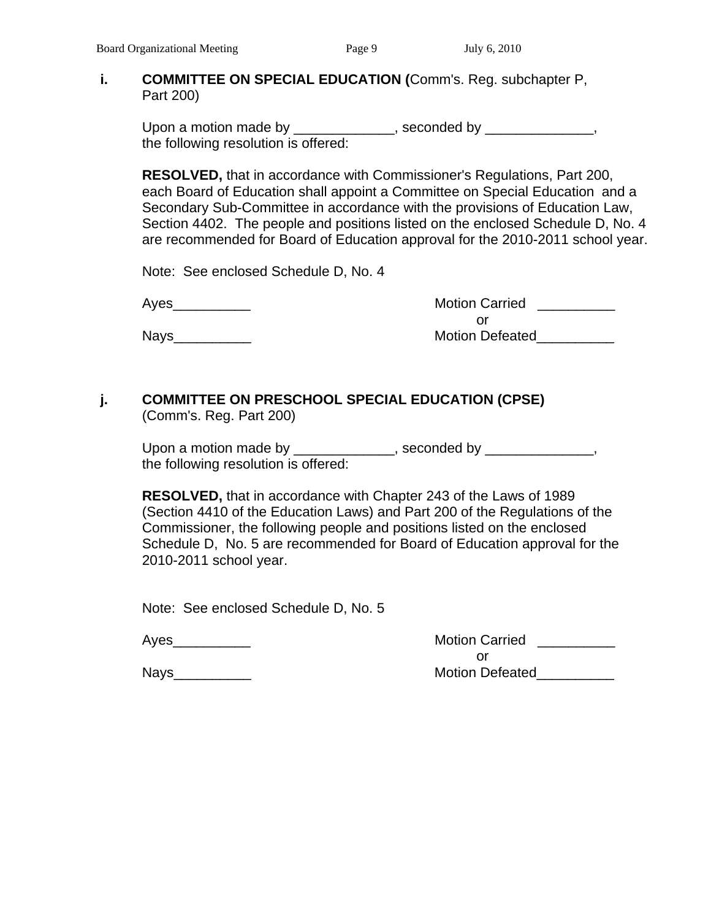**i. COMMITTEE ON SPECIAL EDUCATION (**Comm's. Reg. subchapter P, Part 200)

Upon a motion made by _____________, seconded by ______________, the following resolution is offered:

**RESOLVED,** that in accordance with Commissioner's Regulations, Part 200, each Board of Education shall appoint a Committee on Special Education and a Secondary Sub-Committee in accordance with the provisions of Education Law, Section 4402. The people and positions listed on the enclosed Schedule D, No. 4 are recommended for Board of Education approval for the 2010-2011 school year.

Note: See enclosed Schedule D, No. 4

Ayes__________ Motion Carried __________
or
Nays__________ Motion Defeated__________

**j. COMMITTEE ON PRESCHOOL SPECIAL EDUCATION (CPSE)** (Comm's. Reg. Part 200)

Upon a motion made by _____________, seconded by ______________, the following resolution is offered:

**RESOLVED,** that in accordance with Chapter 243 of the Laws of 1989 (Section 4410 of the Education Laws) and Part 200 of the Regulations of the Commissioner, the following people and positions listed on the enclosed Schedule D, No. 5 are recommended for Board of Education approval for the 2010-2011 school year.

Note: See enclosed Schedule D, No. 5

Ayes__________ Motion Carried __________
or
Nays__________ Motion Defeated__________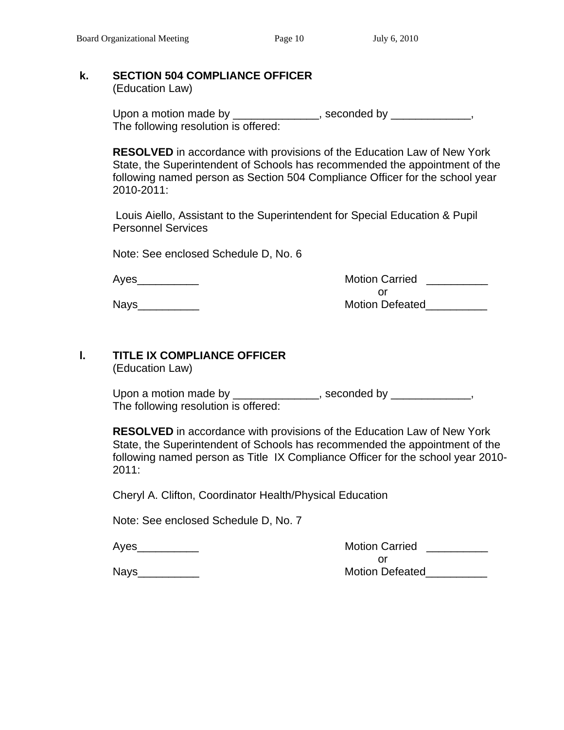**k. SECTION 504 COMPLIANCE OFFICER**
(Education Law)

Upon a motion made by ______________, seconded by _____________,
The following resolution is offered:

**RESOLVED** in accordance with provisions of the Education Law of New York State, the Superintendent of Schools has recommended the appointment of the following named person as Section 504 Compliance Officer for the school year 2010-2011:

Louis Aiello, Assistant to the Superintendent for Special Education & Pupil Personnel Services

Note: See enclosed Schedule D, No. 6

Ayes__________ Motion Carried __________
or
Nays__________ Motion Defeated__________

**l. TITLE IX COMPLIANCE OFFICER**
(Education Law)

Upon a motion made by ______________, seconded by _____________,
The following resolution is offered:

**RESOLVED** in accordance with provisions of the Education Law of New York State, the Superintendent of Schools has recommended the appointment of the following named person as Title IX Compliance Officer for the school year 2010-2011:

Cheryl A. Clifton, Coordinator Health/Physical Education

Note: See enclosed Schedule D, No. 7

Ayes__________ Motion Carried __________
or
Nays__________ Motion Defeated__________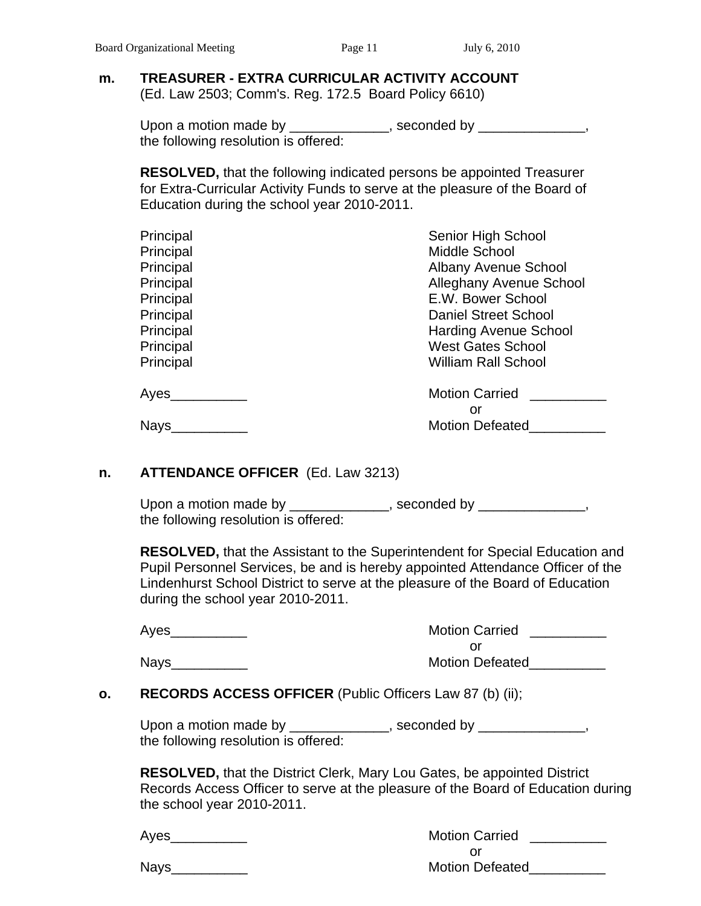**m. TREASURER - EXTRA CURRICULAR ACTIVITY ACCOUNT**
(Ed. Law 2503; Comm's. Reg. 172.5 Board Policy 6610)

Upon a motion made by _____________, seconded by ______________, the following resolution is offered:

**RESOLVED,** that the following indicated persons be appointed Treasurer for Extra-Curricular Activity Funds to serve at the pleasure of the Board of Education during the school year 2010-2011.

| | |
|---|---|
| Principal | Senior High School |
| Principal | Middle School |
| Principal | Albany Avenue School |
| Principal | Alleghany Avenue School |
| Principal | E.W. Bower School |
| Principal | Daniel Street School |
| Principal | Harding Avenue School |
| Principal | West Gates School |
| Principal | William Rall School |

Ayes__________ Motion Carried __________
or
Nays__________ Motion Defeated__________

**n. ATTENDANCE OFFICER** (Ed. Law 3213)

Upon a motion made by _____________, seconded by ______________, the following resolution is offered:

**RESOLVED,** that the Assistant to the Superintendent for Special Education and Pupil Personnel Services, be and is hereby appointed Attendance Officer of the Lindenhurst School District to serve at the pleasure of the Board of Education during the school year 2010-2011.

Ayes__________ Motion Carried __________
or
Nays__________ Motion Defeated__________

**o. RECORDS ACCESS OFFICER** (Public Officers Law 87 (b) (ii);

Upon a motion made by _____________, seconded by ______________, the following resolution is offered:

**RESOLVED,** that the District Clerk, Mary Lou Gates, be appointed District Records Access Officer to serve at the pleasure of the Board of Education during the school year 2010-2011.

Ayes__________ Motion Carried __________
or
Nays__________ Motion Defeated__________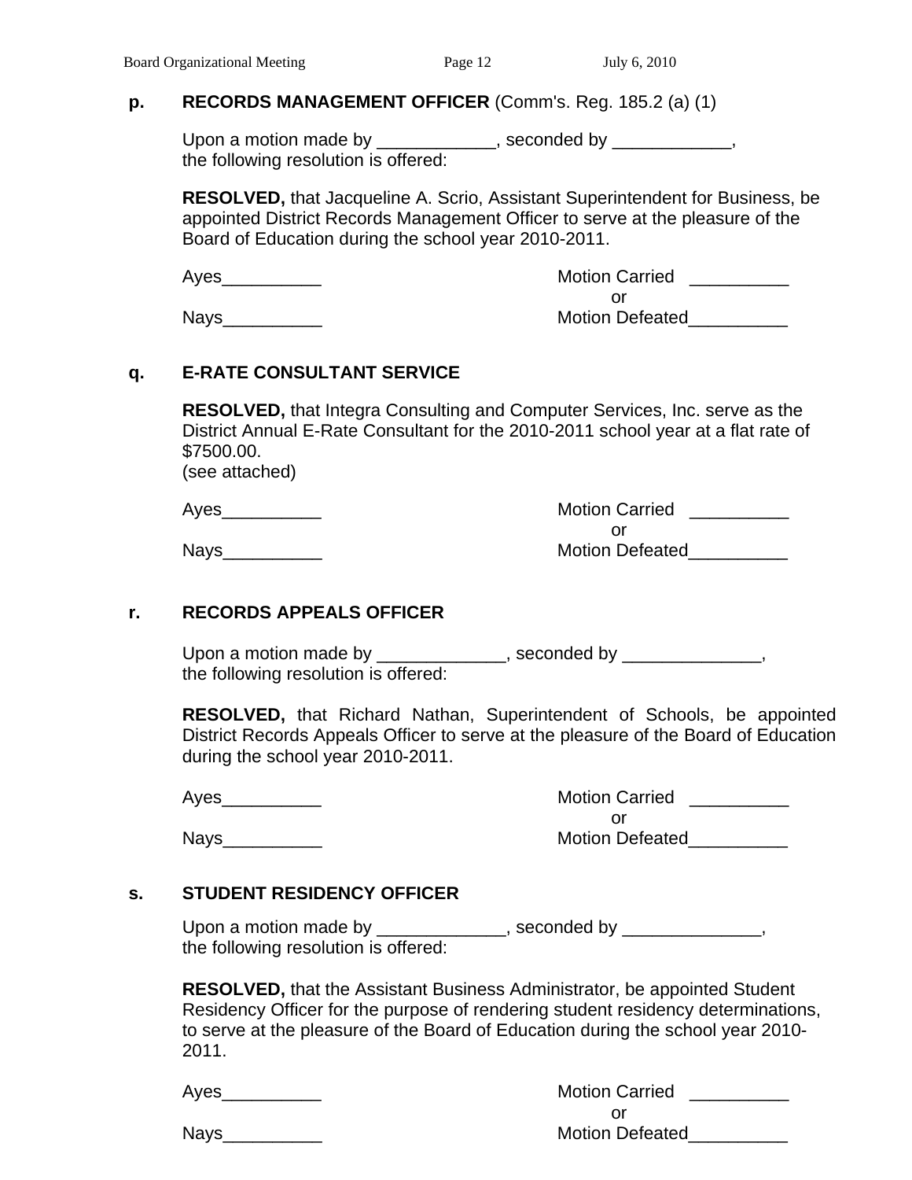**p. RECORDS MANAGEMENT OFFICER** (Comm's. Reg. 185.2 (a) (1)

Upon a motion made by ____________, seconded by ____________, the following resolution is offered:

**RESOLVED,** that Jacqueline A. Scrio, Assistant Superintendent for Business, be appointed District Records Management Officer to serve at the pleasure of the Board of Education during the school year 2010-2011.

Ayes__________ Motion Carried __________
or
Nays__________ Motion Defeated__________

**q. E-RATE CONSULTANT SERVICE**

**RESOLVED,** that Integra Consulting and Computer Services, Inc. serve as the District Annual E-Rate Consultant for the 2010-2011 school year at a flat rate of $7500.00.
(see attached)

Ayes__________ Motion Carried __________
or
Nays__________ Motion Defeated__________

**r. RECORDS APPEALS OFFICER**

Upon a motion made by _____________, seconded by ______________, the following resolution is offered:

**RESOLVED,** that Richard Nathan, Superintendent of Schools, be appointed District Records Appeals Officer to serve at the pleasure of the Board of Education during the school year 2010-2011.

Ayes__________ Motion Carried __________
or
Nays__________ Motion Defeated__________

**s. STUDENT RESIDENCY OFFICER**

Upon a motion made by _____________, seconded by ______________, the following resolution is offered:

**RESOLVED,** that the Assistant Business Administrator, be appointed Student Residency Officer for the purpose of rendering student residency determinations, to serve at the pleasure of the Board of Education during the school year 2010-2011.

Ayes__________ Motion Carried __________
or
Nays__________ Motion Defeated__________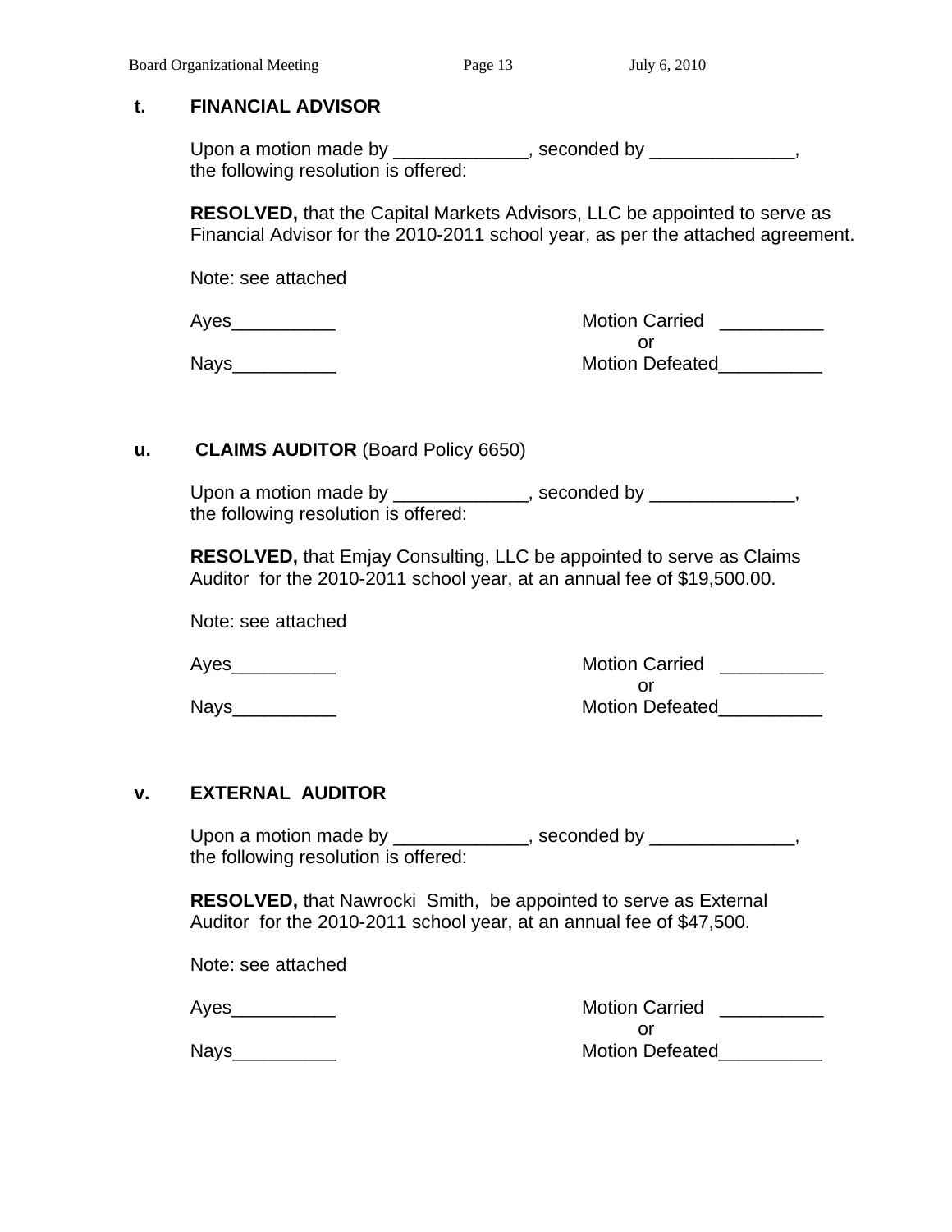**t. FINANCIAL ADVISOR**

Upon a motion made by _____________, seconded by ______________, the following resolution is offered:

**RESOLVED,** that the Capital Markets Advisors, LLC be appointed to serve as Financial Advisor for the 2010-2011 school year, as per the attached agreement.

Note: see attached

Ayes__________ Motion Carried __________
or
Nays__________ Motion Defeated__________

**u. CLAIMS AUDITOR** (Board Policy 6650)

Upon a motion made by _____________, seconded by ______________, the following resolution is offered:

**RESOLVED,** that Emjay Consulting, LLC be appointed to serve as Claims Auditor for the 2010-2011 school year, at an annual fee of $19,500.00.

Note: see attached

Ayes__________ Motion Carried __________
or
Nays__________ Motion Defeated__________

**v. EXTERNAL AUDITOR**

Upon a motion made by _____________, seconded by ______________, the following resolution is offered:

**RESOLVED,** that Nawrocki Smith, be appointed to serve as External Auditor for the 2010-2011 school year, at an annual fee of $47,500.

Note: see attached

Ayes__________ Motion Carried __________
or
Nays__________ Motion Defeated__________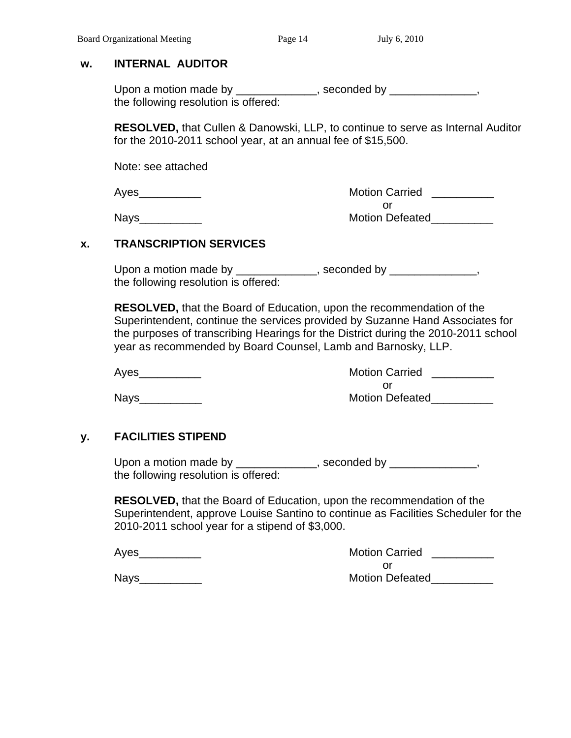**w. INTERNAL AUDITOR**

Upon a motion made by _____________, seconded by ______________, the following resolution is offered:

**RESOLVED,** that Cullen & Danowski, LLP, to continue to serve as Internal Auditor for the 2010-2011 school year, at an annual fee of $15,500.

Note: see attached

Ayes__________ Motion Carried __________
or
Nays__________ Motion Defeated__________

**x. TRANSCRIPTION SERVICES**

Upon a motion made by _____________, seconded by ______________, the following resolution is offered:

**RESOLVED,** that the Board of Education, upon the recommendation of the Superintendent, continue the services provided by Suzanne Hand Associates for the purposes of transcribing Hearings for the District during the 2010-2011 school year as recommended by Board Counsel, Lamb and Barnosky, LLP.

Ayes__________ Motion Carried __________
or
Nays__________ Motion Defeated__________

**y. FACILITIES STIPEND**

Upon a motion made by _____________, seconded by ______________, the following resolution is offered:

**RESOLVED,** that the Board of Education, upon the recommendation of the Superintendent, approve Louise Santino to continue as Facilities Scheduler for the 2010-2011 school year for a stipend of $3,000.

Ayes__________ Motion Carried __________
or
Nays__________ Motion Defeated__________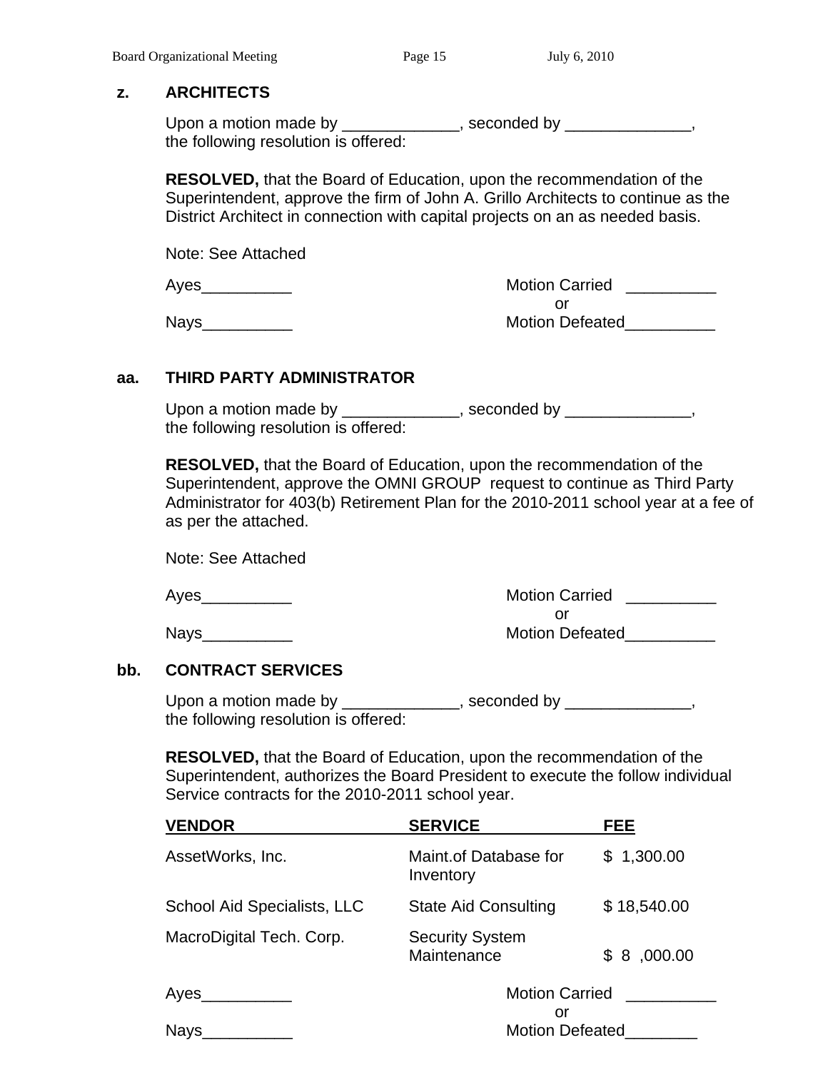**z. ARCHITECTS**

Upon a motion made by _____________, seconded by ______________, the following resolution is offered:

**RESOLVED,** that the Board of Education, upon the recommendation of the Superintendent, approve the firm of John A. Grillo Architects to continue as the District Architect in connection with capital projects on an as needed basis.

Note: See Attached

Ayes__________ Motion Carried __________
or
Nays__________ Motion Defeated__________

**aa. THIRD PARTY ADMINISTRATOR**

Upon a motion made by _____________, seconded by ______________, the following resolution is offered:

**RESOLVED,** that the Board of Education, upon the recommendation of the Superintendent, approve the OMNI GROUP request to continue as Third Party Administrator for 403(b) Retirement Plan for the 2010-2011 school year at a fee of as per the attached.

Note: See Attached

Ayes__________ Motion Carried __________
or
Nays__________ Motion Defeated__________

**bb. CONTRACT SERVICES**

Upon a motion made by _____________, seconded by ______________, the following resolution is offered:

**RESOLVED,** that the Board of Education, upon the recommendation of the Superintendent, authorizes the Board President to execute the follow individual Service contracts for the 2010-2011 school year.

| VENDOR | SERVICE | FEE |
|---|---|---|
| AssetWorks, Inc. | Maint.of Database for Inventory | $ 1,300.00 |
| School Aid Specialists, LLC | State Aid Consulting | $ 18,540.00 |
| MacroDigital Tech. Corp. | Security System Maintenance | $ 8 ,000.00 |

Ayes__________ Motion Carried __________
or
Nays__________ Motion Defeated________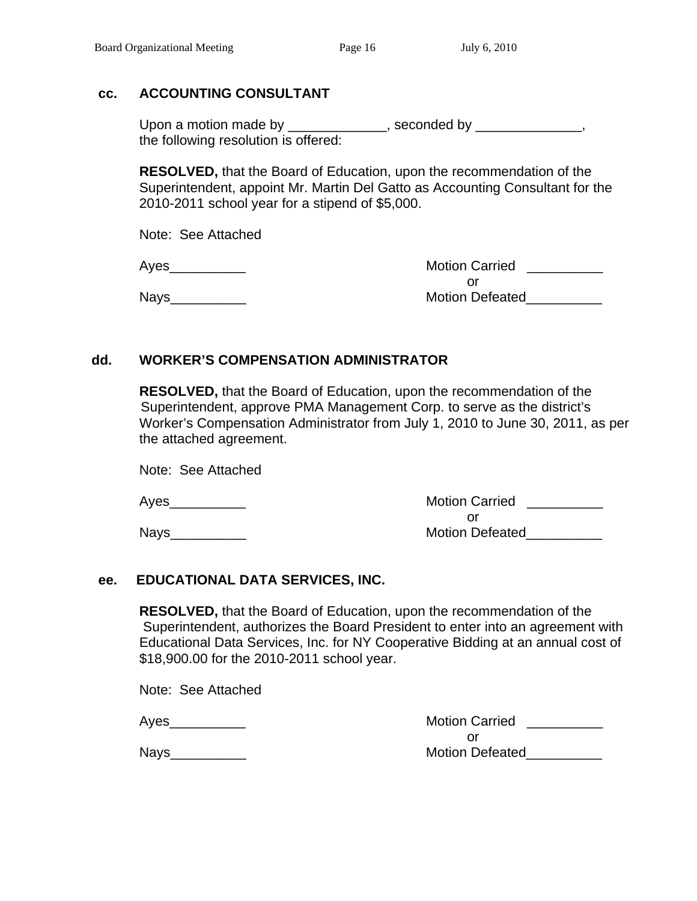### cc. ACCOUNTING CONSULTANT

Upon a motion made by _____________, seconded by ______________, the following resolution is offered:

**RESOLVED,** that the Board of Education, upon the recommendation of the Superintendent, appoint Mr. Martin Del Gatto as Accounting Consultant for the 2010-2011 school year for a stipend of $5,000.

Note: See Attached

Ayes__________ Motion Carried __________
or
Nays__________ Motion Defeated__________

### dd. WORKER'S COMPENSATION ADMINISTRATOR

**RESOLVED,** that the Board of Education, upon the recommendation of the Superintendent, approve PMA Management Corp. to serve as the district's Worker's Compensation Administrator from July 1, 2010 to June 30, 2011, as per the attached agreement.

Note: See Attached

Ayes__________ Motion Carried __________
or
Nays__________ Motion Defeated__________

### ee. EDUCATIONAL DATA SERVICES, INC.

**RESOLVED,** that the Board of Education, upon the recommendation of the Superintendent, authorizes the Board President to enter into an agreement with Educational Data Services, Inc. for NY Cooperative Bidding at an annual cost of $18,900.00 for the 2010-2011 school year.

Note: See Attached

Ayes__________ Motion Carried __________
or
Nays__________ Motion Defeated__________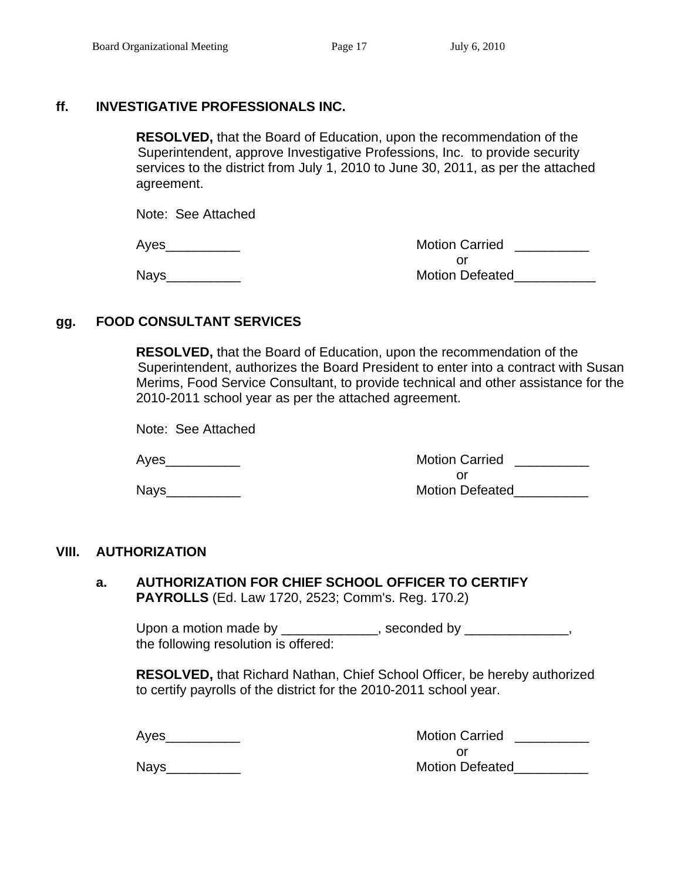### ff. INVESTIGATIVE PROFESSIONALS INC.

**RESOLVED,** that the Board of Education, upon the recommendation of the Superintendent, approve Investigative Professions, Inc. to provide security services to the district from July 1, 2010 to June 30, 2011, as per the attached agreement.

Note: See Attached

Ayes__________ Motion Carried __________
or
Nays__________ Motion Defeated___________

### gg. FOOD CONSULTANT SERVICES

**RESOLVED,** that the Board of Education, upon the recommendation of the Superintendent, authorizes the Board President to enter into a contract with Susan Merims, Food Service Consultant, to provide technical and other assistance for the 2010-2011 school year as per the attached agreement.

Note: See Attached

Ayes__________ Motion Carried __________
or
Nays__________ Motion Defeated__________

## VIII. AUTHORIZATION

### a. AUTHORIZATION FOR CHIEF SCHOOL OFFICER TO CERTIFY PAYROLLS (Ed. Law 1720, 2523; Comm's. Reg. 170.2)

Upon a motion made by _____________, seconded by ______________, the following resolution is offered:

**RESOLVED,** that Richard Nathan, Chief School Officer, be hereby authorized to certify payrolls of the district for the 2010-2011 school year.

Ayes__________ Motion Carried __________
or
Nays__________ Motion Defeated__________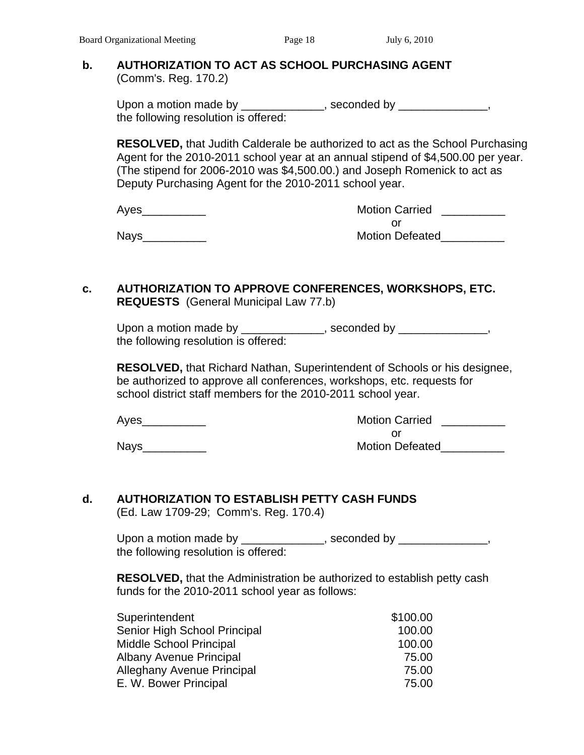**b. AUTHORIZATION TO ACT AS SCHOOL PURCHASING AGENT**
(Comm's. Reg. 170.2)

Upon a motion made by _____________, seconded by ______________, the following resolution is offered:

**RESOLVED,** that Judith Calderale be authorized to act as the School Purchasing Agent for the 2010-2011 school year at an annual stipend of $4,500.00 per year. (The stipend for 2006-2010 was $4,500.00.) and Joseph Romenick to act as Deputy Purchasing Agent for the 2010-2011 school year.

Ayes__________ Motion Carried __________
or
Nays__________ Motion Defeated__________

**c. AUTHORIZATION TO APPROVE CONFERENCES, WORKSHOPS, ETC. REQUESTS** (General Municipal Law 77.b)

Upon a motion made by _____________, seconded by ______________, the following resolution is offered:

**RESOLVED,** that Richard Nathan, Superintendent of Schools or his designee, be authorized to approve all conferences, workshops, etc. requests for school district staff members for the 2010-2011 school year.

Ayes__________ Motion Carried __________
or
Nays__________ Motion Defeated__________

**d. AUTHORIZATION TO ESTABLISH PETTY CASH FUNDS**
(Ed. Law 1709-29; Comm's. Reg. 170.4)

Upon a motion made by _____________, seconded by ______________, the following resolution is offered:

**RESOLVED,** that the Administration be authorized to establish petty cash funds for the 2010-2011 school year as follows:

| | |
|---|---|
| Superintendent | $100.00 |
| Senior High School Principal | 100.00 |
| Middle School Principal | 100.00 |
| Albany Avenue Principal | 75.00 |
| Alleghany Avenue Principal | 75.00 |
| E. W. Bower Principal | 75.00 |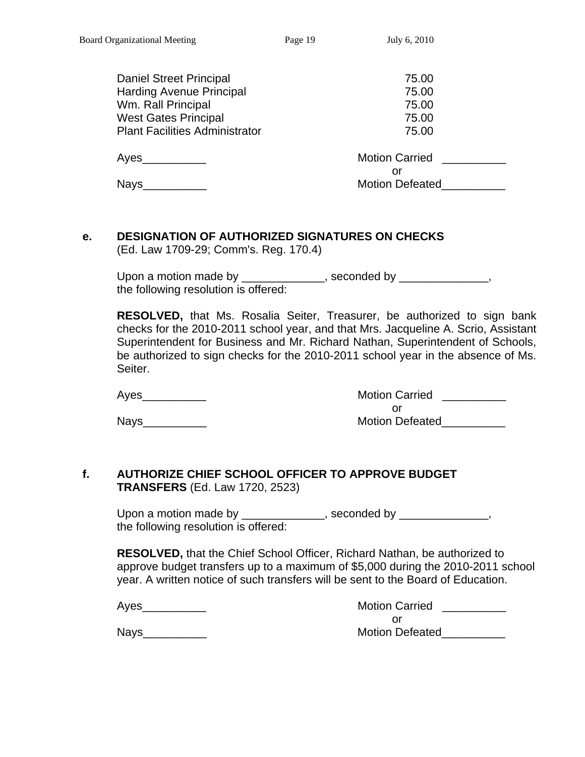| | |
|---|---|
| Daniel Street Principal | 75.00 |
| Harding Avenue Principal | 75.00 |
| Wm. Rall Principal | 75.00 |
| West Gates Principal | 75.00 |
| Plant Facilities Administrator | 75.00 |

Ayes__________ Motion Carried __________
or
Nays__________ Motion Defeated__________

**e. DESIGNATION OF AUTHORIZED SIGNATURES ON CHECKS**
(Ed. Law 1709-29; Comm's. Reg. 170.4)

Upon a motion made by _____________, seconded by ______________, the following resolution is offered:

**RESOLVED,** that Ms. Rosalia Seiter, Treasurer, be authorized to sign bank checks for the 2010-2011 school year, and that Mrs. Jacqueline A. Scrio, Assistant Superintendent for Business and Mr. Richard Nathan, Superintendent of Schools, be authorized to sign checks for the 2010-2011 school year in the absence of Ms. Seiter.

Ayes__________ Motion Carried __________
or
Nays__________ Motion Defeated__________

**f. AUTHORIZE CHIEF SCHOOL OFFICER TO APPROVE BUDGET TRANSFERS** (Ed. Law 1720, 2523)

Upon a motion made by _____________, seconded by ______________, the following resolution is offered:

**RESOLVED,** that the Chief School Officer, Richard Nathan, be authorized to approve budget transfers up to a maximum of $5,000 during the 2010-2011 school year. A written notice of such transfers will be sent to the Board of Education.

Ayes__________ Motion Carried __________
or
Nays__________ Motion Defeated__________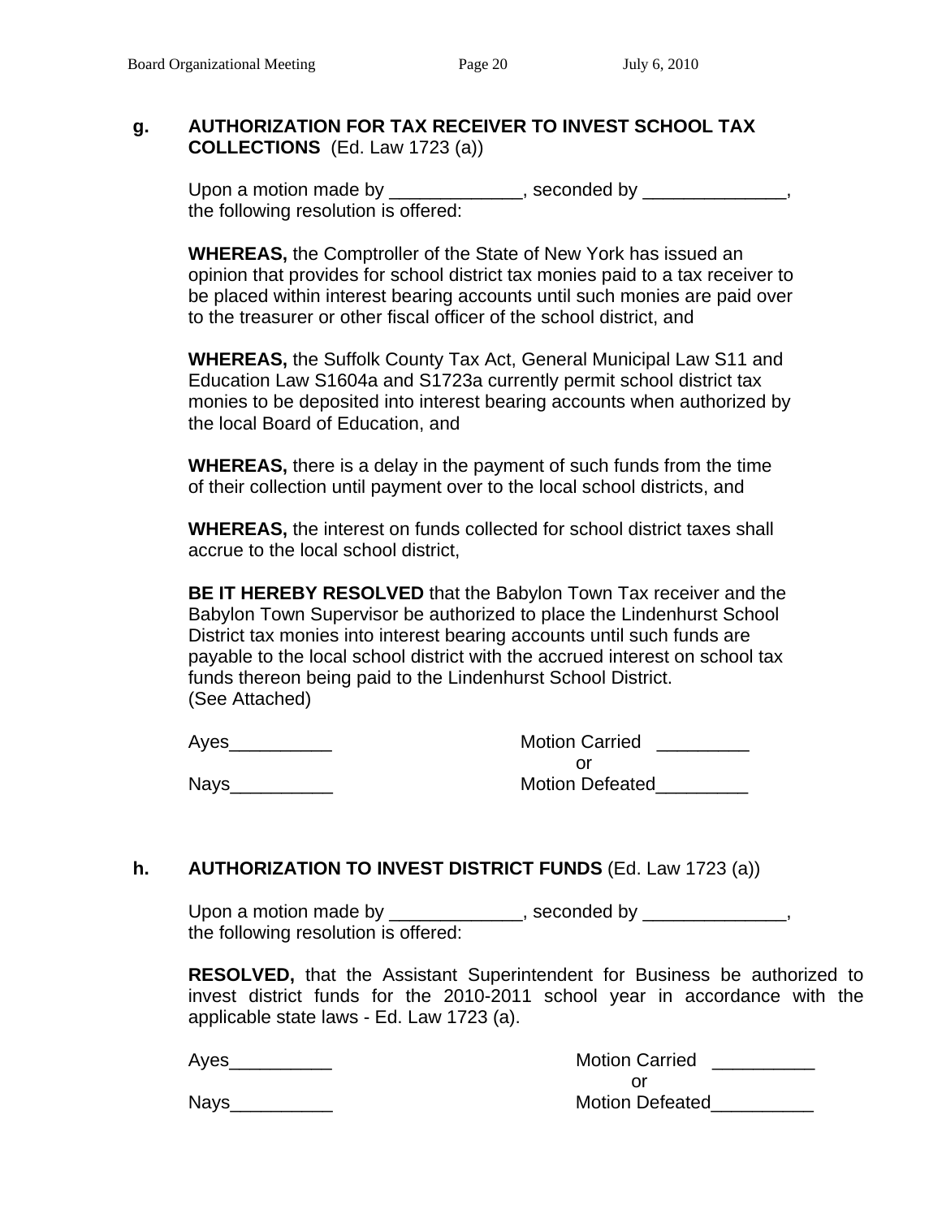**g. AUTHORIZATION FOR TAX RECEIVER TO INVEST SCHOOL TAX COLLECTIONS** (Ed. Law 1723 (a))

Upon a motion made by _____________, seconded by ______________, the following resolution is offered:

**WHEREAS,** the Comptroller of the State of New York has issued an opinion that provides for school district tax monies paid to a tax receiver to be placed within interest bearing accounts until such monies are paid over to the treasurer or other fiscal officer of the school district, and

**WHEREAS,** the Suffolk County Tax Act, General Municipal Law S11 and Education Law S1604a and S1723a currently permit school district tax monies to be deposited into interest bearing accounts when authorized by the local Board of Education, and

**WHEREAS,** there is a delay in the payment of such funds from the time of their collection until payment over to the local school districts, and

**WHEREAS,** the interest on funds collected for school district taxes shall accrue to the local school district,

**BE IT HEREBY RESOLVED** that the Babylon Town Tax receiver and the Babylon Town Supervisor be authorized to place the Lindenhurst School District tax monies into interest bearing accounts until such funds are payable to the local school district with the accrued interest on school tax funds thereon being paid to the Lindenhurst School District.
(See Attached)

Ayes__________ Motion Carried _________
or
Nays__________ Motion Defeated_________

**h. AUTHORIZATION TO INVEST DISTRICT FUNDS** (Ed. Law 1723 (a))

Upon a motion made by _____________, seconded by ______________, the following resolution is offered:

**RESOLVED,** that the Assistant Superintendent for Business be authorized to invest district funds for the 2010-2011 school year in accordance with the applicable state laws - Ed. Law 1723 (a).

Ayes__________ Motion Carried __________
or
Nays__________ Motion Defeated__________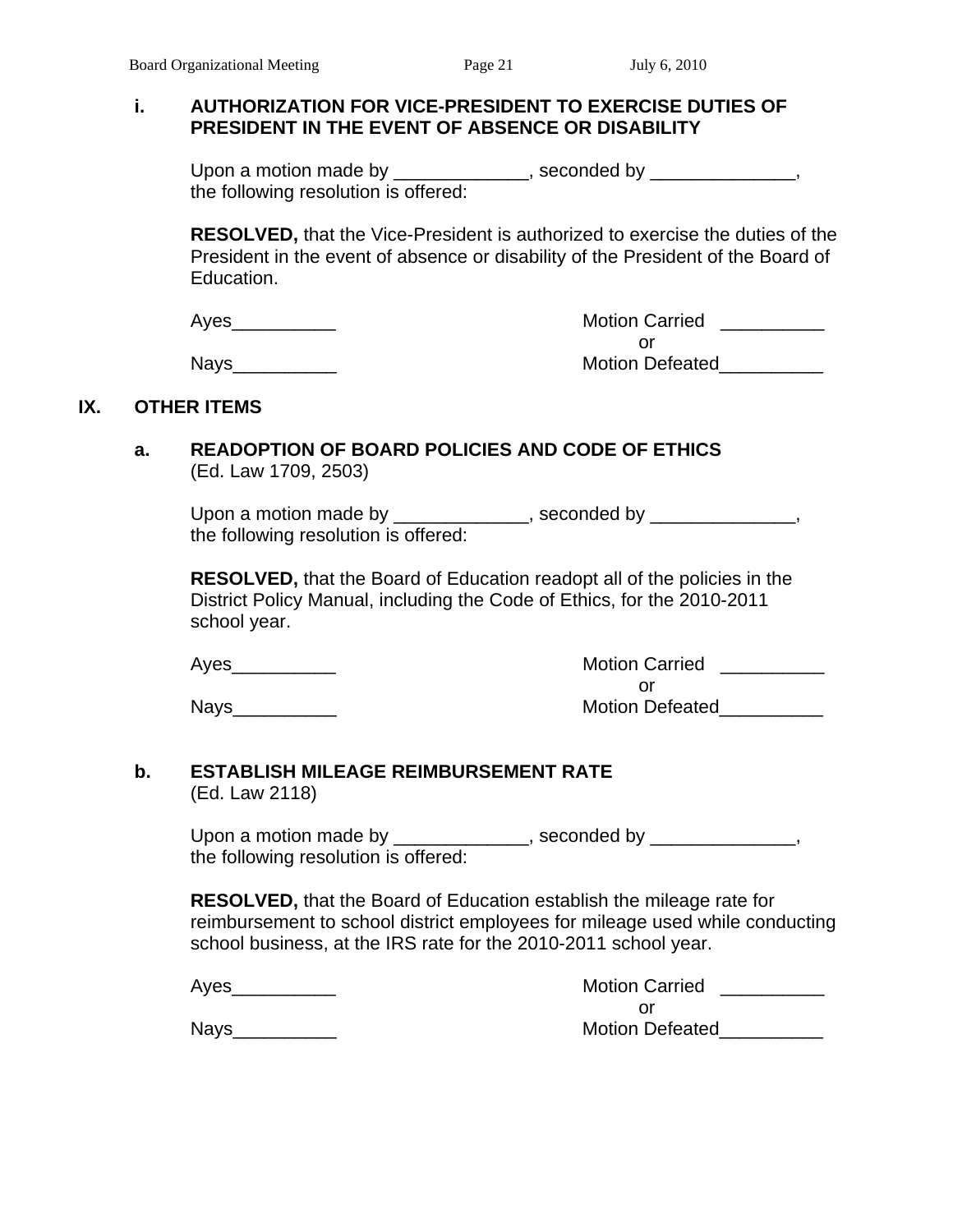**i. AUTHORIZATION FOR VICE-PRESIDENT TO EXERCISE DUTIES OF PRESIDENT IN THE EVENT OF ABSENCE OR DISABILITY**

Upon a motion made by _____________, seconded by ______________, the following resolution is offered:

**RESOLVED,** that the Vice-President is authorized to exercise the duties of the President in the event of absence or disability of the President of the Board of Education.

Ayes__________ Motion Carried __________
or
Nays__________ Motion Defeated__________

## IX. OTHER ITEMS

**a. READOPTION OF BOARD POLICIES AND CODE OF ETHICS**
(Ed. Law 1709, 2503)

Upon a motion made by _____________, seconded by ______________, the following resolution is offered:

**RESOLVED,** that the Board of Education readopt all of the policies in the District Policy Manual, including the Code of Ethics, for the 2010-2011 school year.

Ayes__________ Motion Carried __________
or
Nays__________ Motion Defeated__________

**b. ESTABLISH MILEAGE REIMBURSEMENT RATE**
(Ed. Law 2118)

Upon a motion made by _____________, seconded by ______________, the following resolution is offered:

**RESOLVED,** that the Board of Education establish the mileage rate for reimbursement to school district employees for mileage used while conducting school business, at the IRS rate for the 2010-2011 school year.

Ayes__________ Motion Carried __________
or
Nays__________ Motion Defeated__________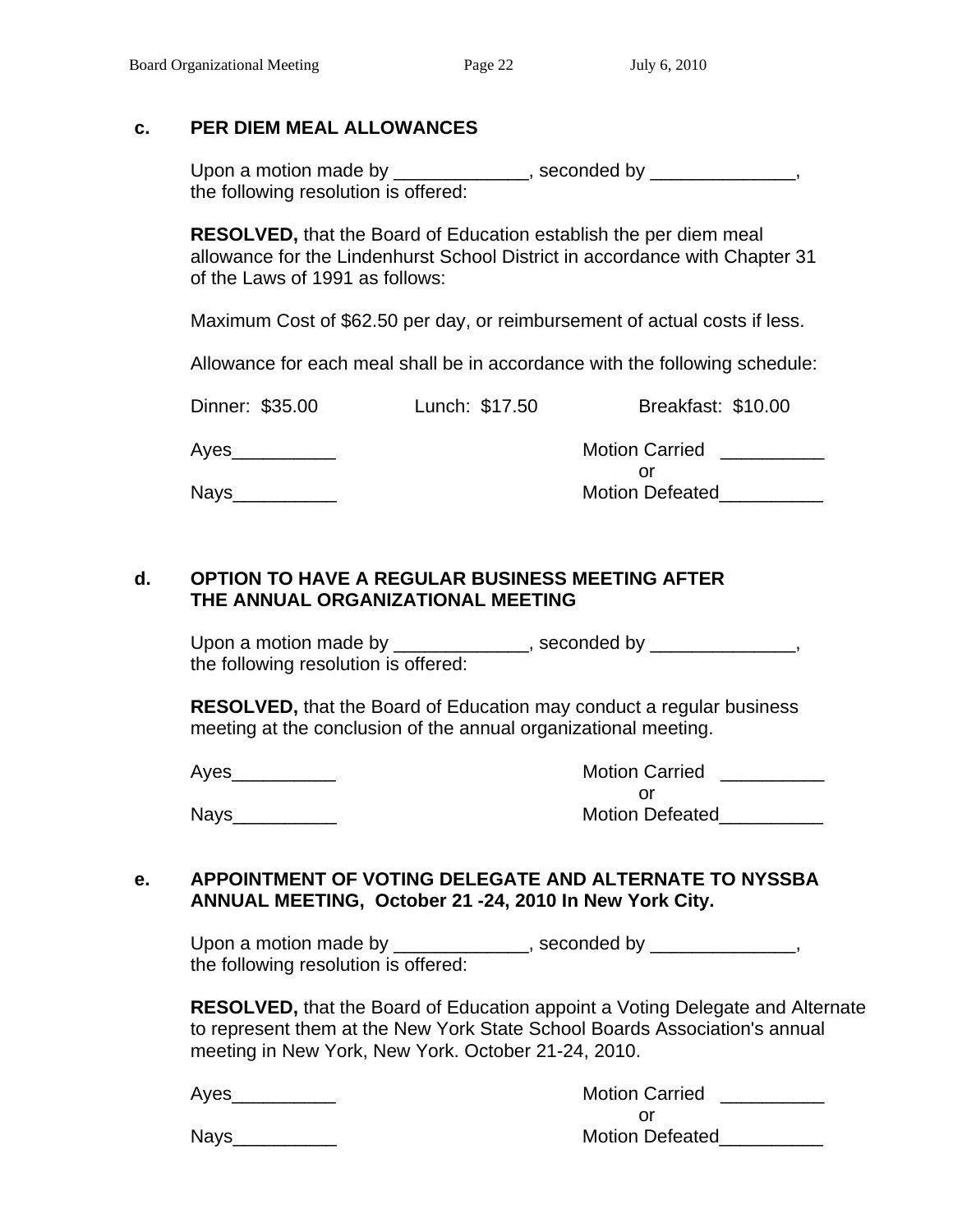## c. PER DIEM MEAL ALLOWANCES

Upon a motion made by _____________, seconded by ______________, the following resolution is offered:

**RESOLVED,** that the Board of Education establish the per diem meal allowance for the Lindenhurst School District in accordance with Chapter 31 of the Laws of 1991 as follows:

Maximum Cost of $62.50 per day, or reimbursement of actual costs if less.

Allowance for each meal shall be in accordance with the following schedule:

Dinner: $35.00    Lunch: $17.50    Breakfast: $10.00

Ayes__________    Motion Carried __________
or
Nays__________    Motion Defeated__________

## d. OPTION TO HAVE A REGULAR BUSINESS MEETING AFTER THE ANNUAL ORGANIZATIONAL MEETING

Upon a motion made by _____________, seconded by ______________, the following resolution is offered:

**RESOLVED,** that the Board of Education may conduct a regular business meeting at the conclusion of the annual organizational meeting.

Ayes__________    Motion Carried __________
or
Nays__________    Motion Defeated__________

## e. APPOINTMENT OF VOTING DELEGATE AND ALTERNATE TO NYSSBA ANNUAL MEETING, October 21 -24, 2010 In New York City.

Upon a motion made by _____________, seconded by ______________, the following resolution is offered:

**RESOLVED,** that the Board of Education appoint a Voting Delegate and Alternate to represent them at the New York State School Boards Association's annual meeting in New York, New York. October 21-24, 2010.

Ayes__________    Motion Carried __________
or
Nays__________    Motion Defeated__________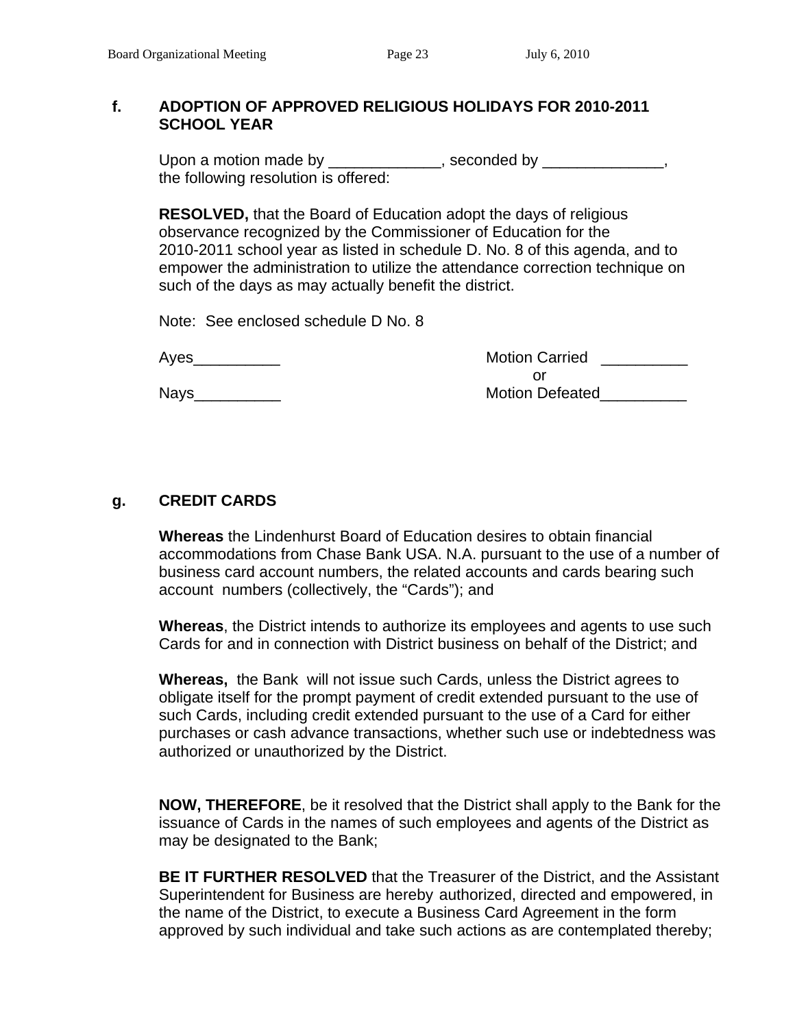**f. ADOPTION OF APPROVED RELIGIOUS HOLIDAYS FOR 2010-2011 SCHOOL YEAR**

Upon a motion made by _____________, seconded by ______________, the following resolution is offered:

**RESOLVED,** that the Board of Education adopt the days of religious observance recognized by the Commissioner of Education for the 2010-2011 school year as listed in schedule D. No. 8 of this agenda, and to empower the administration to utilize the attendance correction technique on such of the days as may actually benefit the district.

Note: See enclosed schedule D No. 8

Ayes__________ Motion Carried __________
or
Nays__________ Motion Defeated__________

**g. CREDIT CARDS**

**Whereas** the Lindenhurst Board of Education desires to obtain financial accommodations from Chase Bank USA. N.A. pursuant to the use of a number of business card account numbers, the related accounts and cards bearing such account numbers (collectively, the "Cards"); and

**Whereas**, the District intends to authorize its employees and agents to use such Cards for and in connection with District business on behalf of the District; and

**Whereas,** the Bank will not issue such Cards, unless the District agrees to obligate itself for the prompt payment of credit extended pursuant to the use of such Cards, including credit extended pursuant to the use of a Card for either purchases or cash advance transactions, whether such use or indebtedness was authorized or unauthorized by the District.

**NOW, THEREFORE**, be it resolved that the District shall apply to the Bank for the issuance of Cards in the names of such employees and agents of the District as may be designated to the Bank;

**BE IT FURTHER RESOLVED** that the Treasurer of the District, and the Assistant Superintendent for Business are hereby authorized, directed and empowered, in the name of the District, to execute a Business Card Agreement in the form approved by such individual and take such actions as are contemplated thereby;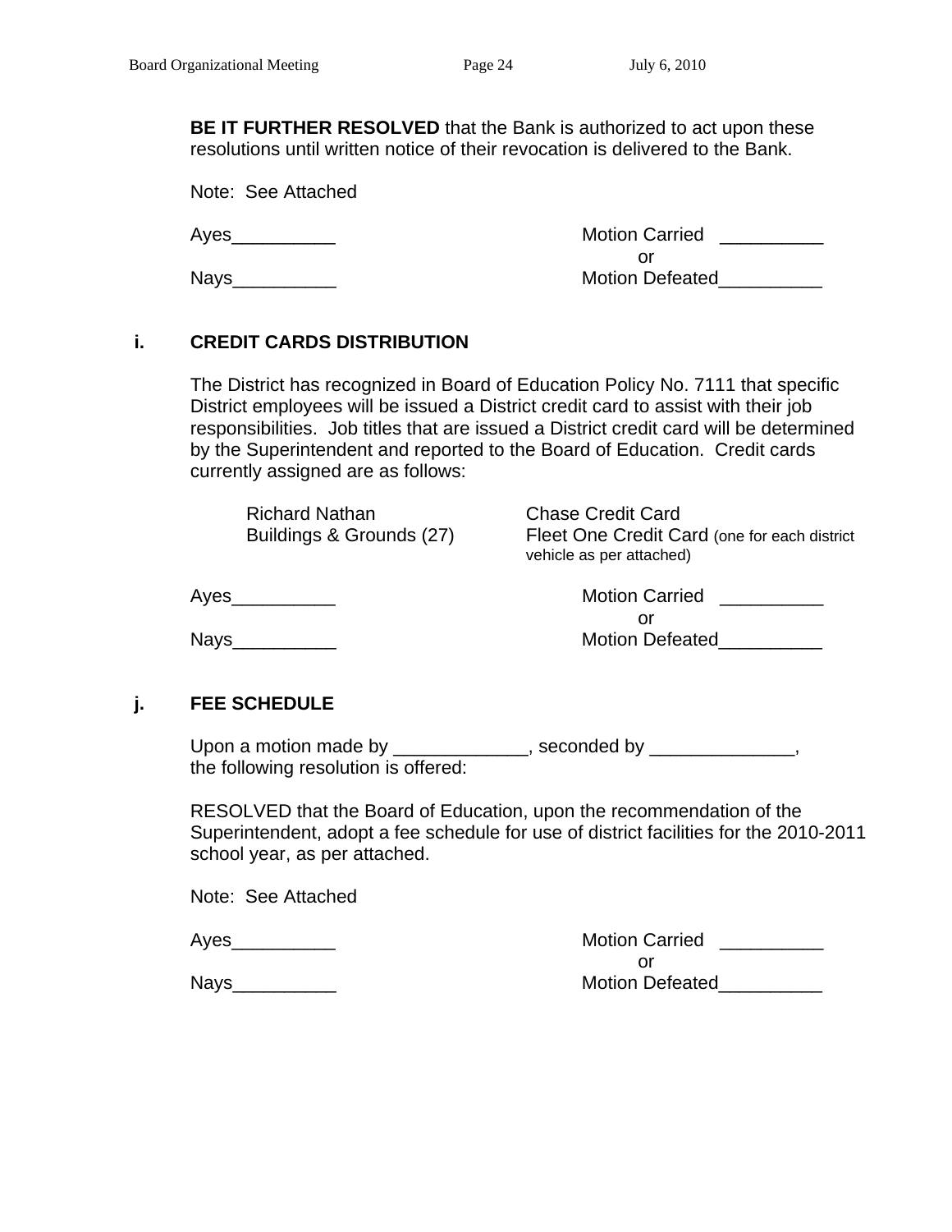**BE IT FURTHER RESOLVED** that the Bank is authorized to act upon these resolutions until written notice of their revocation is delivered to the Bank.

Note: See Attached

Ayes__________ Motion Carried __________
or
Nays__________ Motion Defeated__________

**i. CREDIT CARDS DISTRIBUTION**

The District has recognized in Board of Education Policy No. 7111 that specific District employees will be issued a District credit card to assist with their job responsibilities. Job titles that are issued a District credit card will be determined by the Superintendent and reported to the Board of Education. Credit cards currently assigned are as follows:

| | |
|---|---|
| Richard Nathan | Chase Credit Card |
| Buildings & Grounds (27) | Fleet One Credit Card (one for each district vehicle as per attached) |

Ayes__________ Motion Carried __________
or
Nays__________ Motion Defeated__________

**j. FEE SCHEDULE**

Upon a motion made by _____________, seconded by ______________, the following resolution is offered:

RESOLVED that the Board of Education, upon the recommendation of the Superintendent, adopt a fee schedule for use of district facilities for the 2010-2011 school year, as per attached.

Note: See Attached

Ayes__________ Motion Carried __________
or
Nays__________ Motion Defeated__________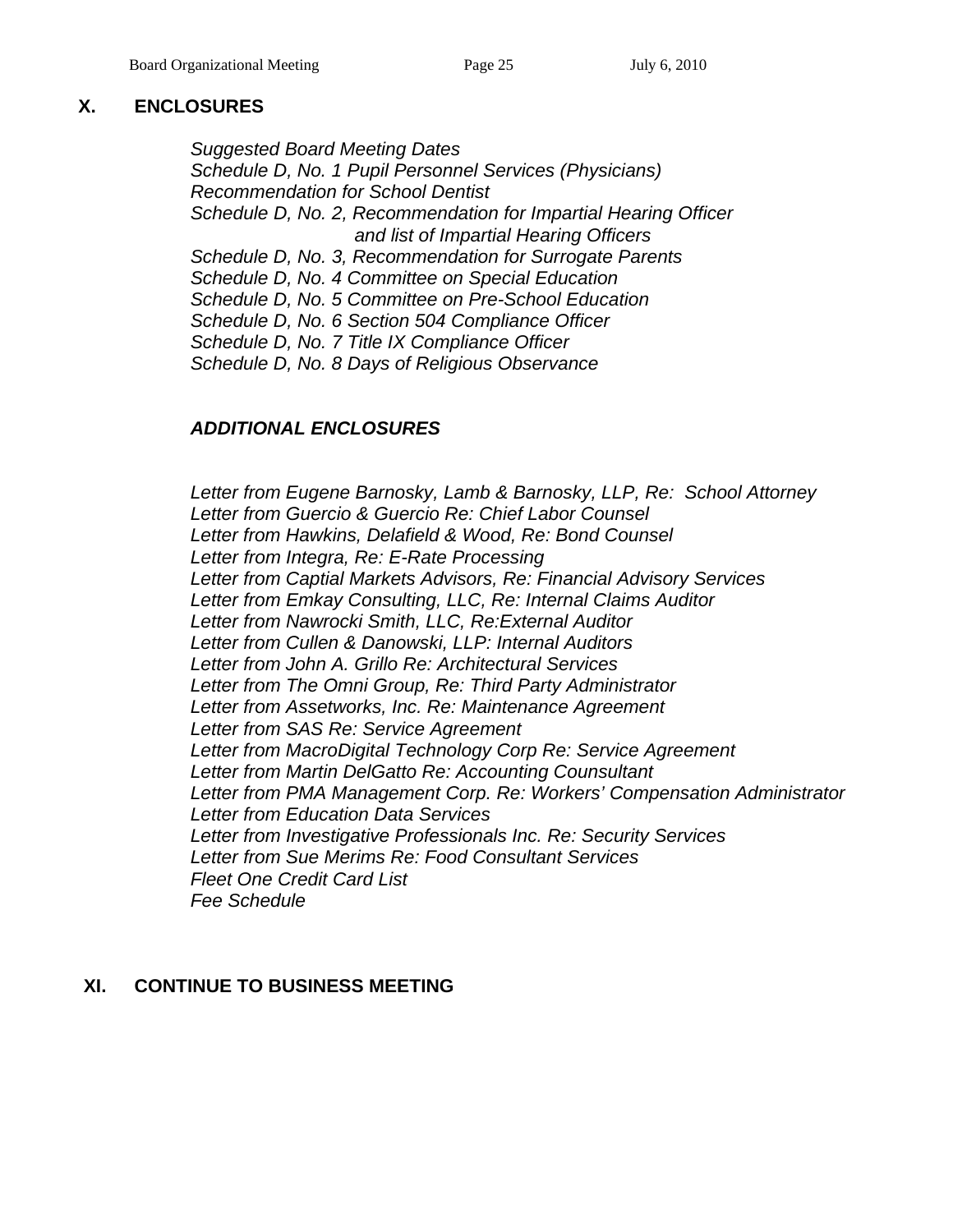## X. ENCLOSURES

*Suggested Board Meeting Dates*
*Schedule D, No. 1 Pupil Personnel Services (Physicians)*
*Recommendation for School Dentist*
*Schedule D, No. 2, Recommendation for Impartial Hearing Officer*
*and list of Impartial Hearing Officers*
*Schedule D, No. 3, Recommendation for Surrogate Parents*
*Schedule D, No. 4 Committee on Special Education*
*Schedule D, No. 5 Committee on Pre-School Education*
*Schedule D, No. 6 Section 504 Compliance Officer*
*Schedule D, No. 7 Title IX Compliance Officer*
*Schedule D, No. 8 Days of Religious Observance*

### *ADDITIONAL ENCLOSURES*

*Letter from Eugene Barnosky, Lamb & Barnosky, LLP, Re: School Attorney*
*Letter from Guercio & Guercio Re: Chief Labor Counsel*
*Letter from Hawkins, Delafield & Wood, Re: Bond Counsel*
*Letter from Integra, Re: E-Rate Processing*
*Letter from Captial Markets Advisors, Re: Financial Advisory Services*
*Letter from Emkay Consulting, LLC, Re: Internal Claims Auditor*
*Letter from Nawrocki Smith, LLC, Re:External Auditor*
*Letter from Cullen & Danowski, LLP: Internal Auditors*
*Letter from John A. Grillo Re: Architectural Services*
*Letter from The Omni Group, Re: Third Party Administrator*
*Letter from Assetworks, Inc. Re: Maintenance Agreement*
*Letter from SAS Re: Service Agreement*
*Letter from MacroDigital Technology Corp Re: Service Agreement*
*Letter from Martin DelGatto Re: Accounting Counsultant*
*Letter from PMA Management Corp. Re: Workers' Compensation Administrator*
*Letter from Education Data Services*
*Letter from Investigative Professionals Inc. Re: Security Services*
*Letter from Sue Merims Re: Food Consultant Services*
*Fleet One Credit Card List*
*Fee Schedule*

## XI. CONTINUE TO BUSINESS MEETING